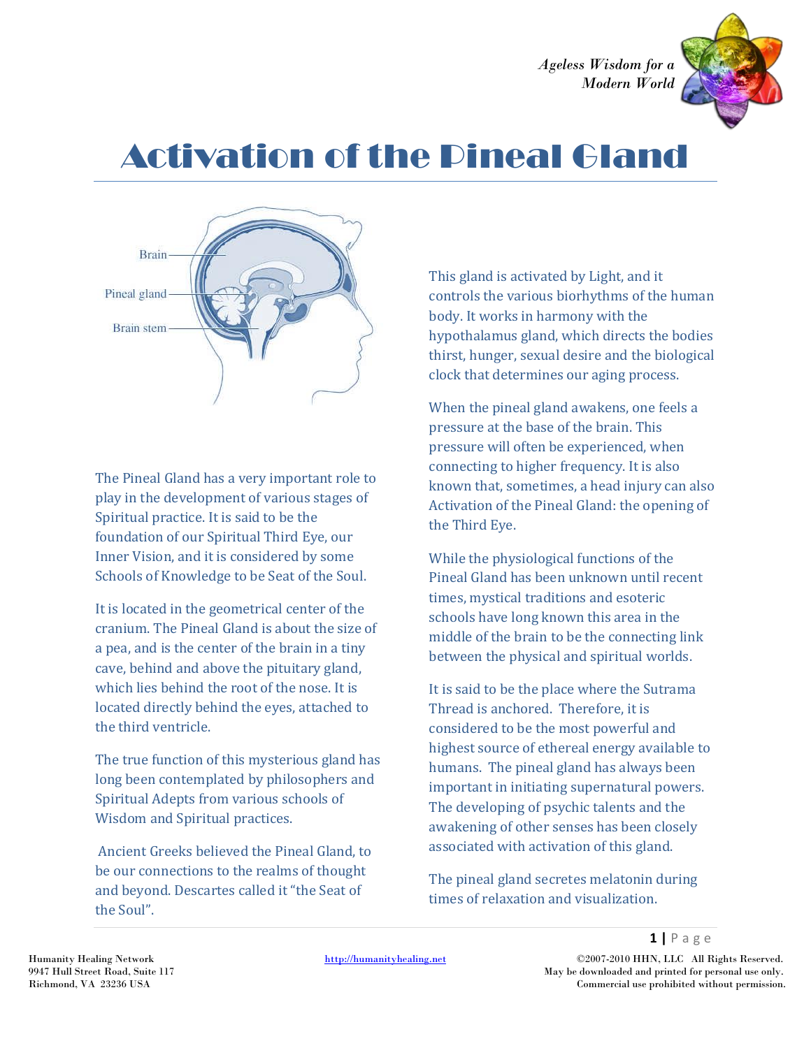# Activation of the Pineal Gland

Brain

Pineal gland

Brain stem

The Pineal Gland has a very important role to play in the development of various stages of Spiritual practice. It is said to be the foundation of our Spiritual Third Eye, our Inner Vision, and it is considered by some Schools of Knowledge to be Seat of the Soul.

It is located in the geometrical center of the cranium. The Pineal Gland is about the size of a pea, and is the center of the brain in a tiny cave, behind and above the pituitary gland, which lies behind the root of the nose. It is located directly behind the eyes, attached to the third ventricle.

The true function of this mysterious gland has long been contemplated by philosophers and Spiritual Adepts from various schools of Wisdom and Spiritual practices.

Ancient Greeks believed the Pineal Gland, to be our connections to the realms of thought and beyond. Descartes called it "the Seat of the Soul".

This gland is activated by Light, and it controls the various biorhythms of the human body. It works in harmony with the hypothalamus gland, which directs the bodies thirst, hunger, sexual desire and the biological clock that determines our aging process.

When the pineal gland awakens, one feels a pressure at the base of the brain. This pressure will often be experienced, when connecting to higher frequency. It is also known that, sometimes, a head injury can also Activation of the Pineal Gland: the opening of the Third Eye.

While the physiological functions of the Pineal Gland has been unknown until recent times, mystical traditions and esoteric schools have long known this area in the middle of the brain to be the connecting link between the physical and spiritual worlds.

It is said to be the place where the Sutrama Thread is anchored. Therefore, it is considered to be the most powerful and highest source of ethereal energy available to humans. The pineal gland has always been important in initiating supernatural powers. The developing of psychic talents and the awakening of other senses has been closely associated with activation of this gland.

The pineal gland secretes melatonin during times of relaxation and visualization.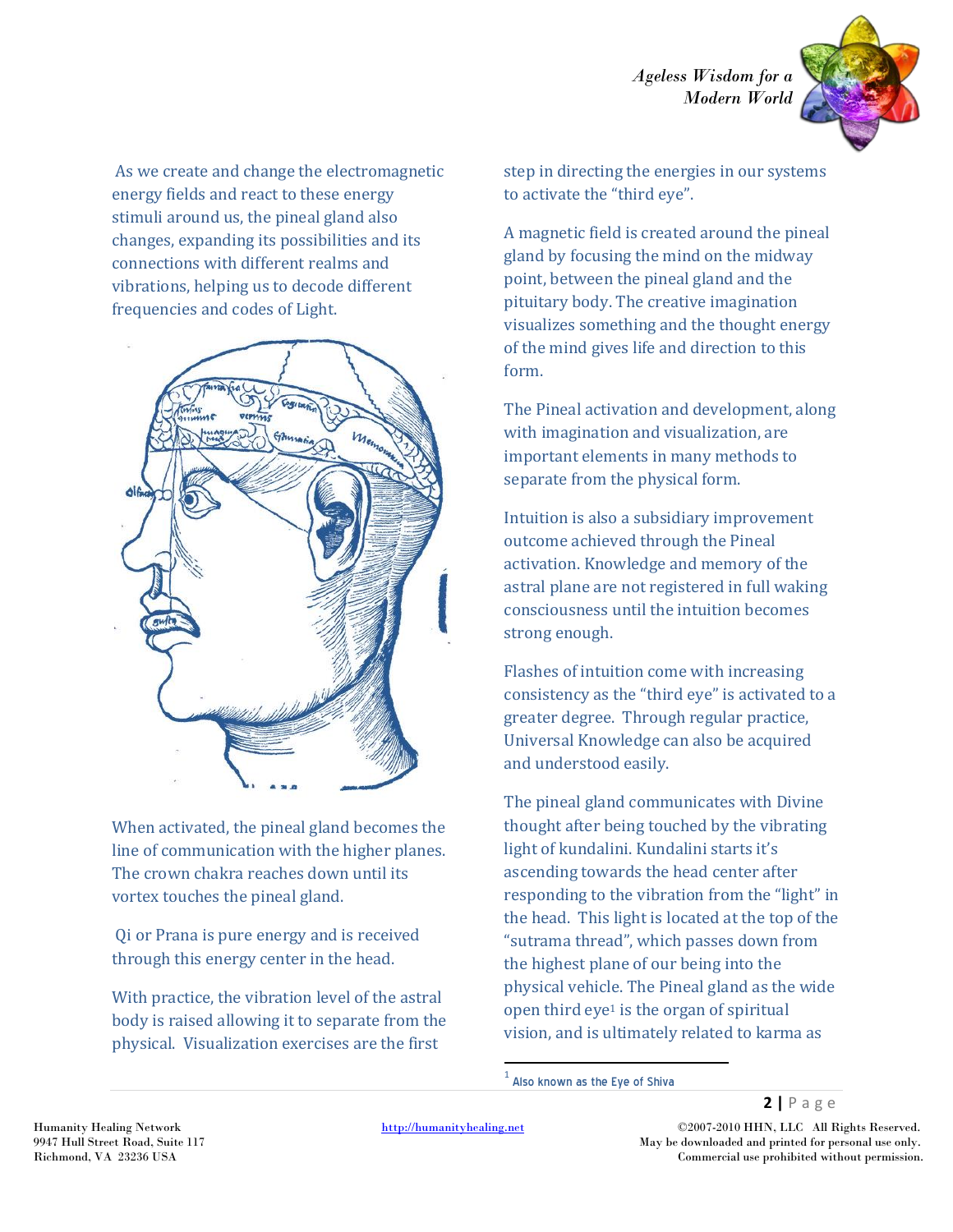As we create and change the electromagnetic energy fields and react to these energy stimuli around us, the pineal gland also changes, expanding its possibilities and its connections with different realms and vibrations, helping us to decode different frequencies and codes of Light.

When activated, the pineal gland becomes the line of communication with the higher planes. The crown chakra reaches down until its vortex touches the pineal gland.

Qi or Prana is pure energy and is received through this energy center in the head.

With practice, the vibration level of the astral body is raised allowing it to separate from the physical. Visualization exercises are the first step in directing the energies in our systems to activate the "third eye".

A magnetic field is created around the pineal gland by focusing the mind on the midway point, between the pineal gland and the pituitary body. The creative imagination visualizes something and the thought energy of the mind gives life and direction to this form.

The Pineal activation and development, along with imagination and visualization, are important elements in many methods to separate from the physical form.

Intuition is also a subsidiary improvement outcome achieved through the Pineal activation. Knowledge and memory of the astral plane are not registered in full waking consciousness until the intuition becomes strong enough.

Flashes of intuition come with increasing consistency as the "third eye" is activated to a greater degree. Through regular practice, Universal Knowledge can also be acquired and understood easily.

The pineal gland communicates with Divine thought after being touched by the vibrating light of kundalini. Kundalini starts it's ascending towards the head center after responding to the vibration from the "light" in the head. This light is located at the top of the "sutrama thread", which passes down from the highest plane of our being into the physical vehicle. The Pineal gland as the wide open third eye[1] is the organ of spiritual vision, and is ultimately related to karma as

[1] Also known as the Eye of Shiva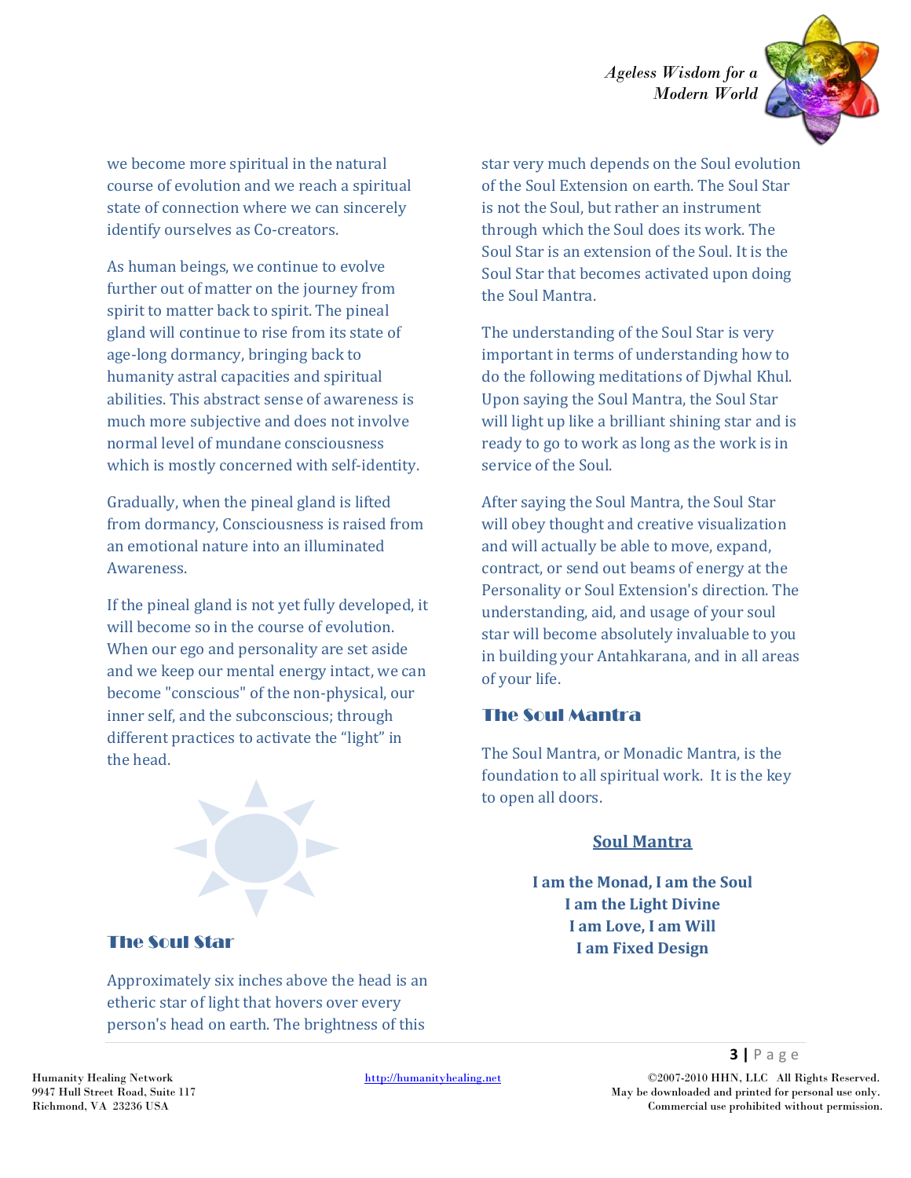we become more spiritual in the natural course of evolution and we reach a spiritual state of connection where we can sincerely identify ourselves as Co-creators.

As human beings, we continue to evolve further out of matter on the journey from spirit to matter back to spirit. The pineal gland will continue to rise from its state of age-long dormancy, bringing back to humanity astral capacities and spiritual abilities. This abstract sense of awareness is much more subjective and does not involve normal level of mundane consciousness which is mostly concerned with self-identity.

Gradually, when the pineal gland is lifted from dormancy, Consciousness is raised from an emotional nature into an illuminated Awareness.

If the pineal gland is not yet fully developed, it will become so in the course of evolution. When our ego and personality are set aside and we keep our mental energy intact, we can become "conscious" of the non-physical, our inner self, and the subconscious; through different practices to activate the "light" in the head.

## The Soul Star

Approximately six inches above the head is an etheric star of light that hovers over every person's head on earth. The brightness of this star very much depends on the Soul evolution of the Soul Extension on earth. The Soul Star is not the Soul, but rather an instrument through which the Soul does its work. The Soul Star is an extension of the Soul. It is the Soul Star that becomes activated upon doing the Soul Mantra.

The understanding of the Soul Star is very important in terms of understanding how to do the following meditations of Djwhal Khul. Upon saying the Soul Mantra, the Soul Star will light up like a brilliant shining star and is ready to go to work as long as the work is in service of the Soul.

After saying the Soul Mantra, the Soul Star will obey thought and creative visualization and will actually be able to move, expand, contract, or send out beams of energy at the Personality or Soul Extension's direction. The understanding, aid, and usage of your soul star will become absolutely invaluable to you in building your Antahkarana, and in all areas of your life.

## The Soul Mantra

The Soul Mantra, or Monadic Mantra, is the foundation to all spiritual work. It is the key to open all doors.

**Soul Mantra**

**I am the Monad, I am the Soul**
**I am the Light Divine**
**I am Love, I am Will**
**I am Fixed Design**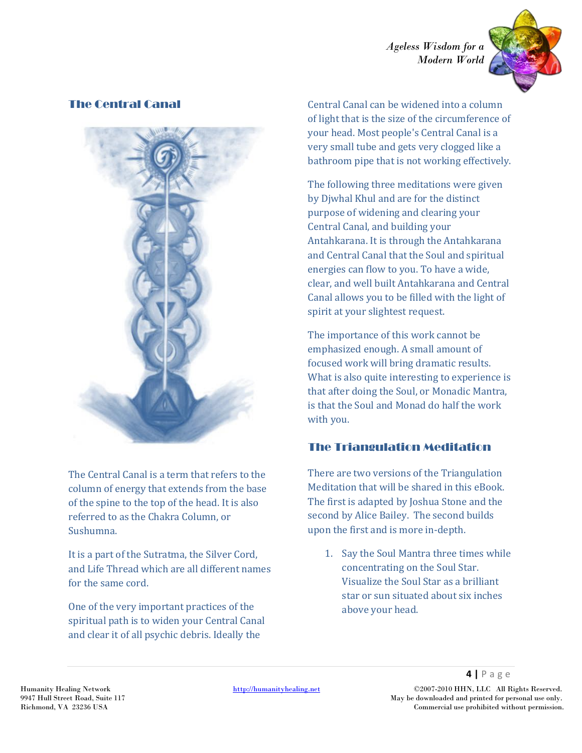## The Central Canal

The Central Canal is a term that refers to the column of energy that extends from the base of the spine to the top of the head. It is also referred to as the Chakra Column, or Sushumna.

It is a part of the Sutratma, the Silver Cord, and Life Thread which are all different names for the same cord.

One of the very important practices of the spiritual path is to widen your Central Canal and clear it of all psychic debris. Ideally the Central Canal can be widened into a column of light that is the size of the circumference of your head. Most people's Central Canal is a very small tube and gets very clogged like a bathroom pipe that is not working effectively.

The following three meditations were given by Djwhal Khul and are for the distinct purpose of widening and clearing your Central Canal, and building your Antahkarana. It is through the Antahkarana and Central Canal that the Soul and spiritual energies can flow to you. To have a wide, clear, and well built Antahkarana and Central Canal allows you to be filled with the light of spirit at your slightest request.

The importance of this work cannot be emphasized enough. A small amount of focused work will bring dramatic results. What is also quite interesting to experience is that after doing the Soul, or Monadic Mantra, is that the Soul and Monad do half the work with you.

## The Triangulation Meditation

There are two versions of the Triangulation Meditation that will be shared in this eBook. The first is adapted by Joshua Stone and the second by Alice Bailey. The second builds upon the first and is more in-depth.

1. Say the Soul Mantra three times while concentrating on the Soul Star. Visualize the Soul Star as a brilliant star or sun situated about six inches above your head.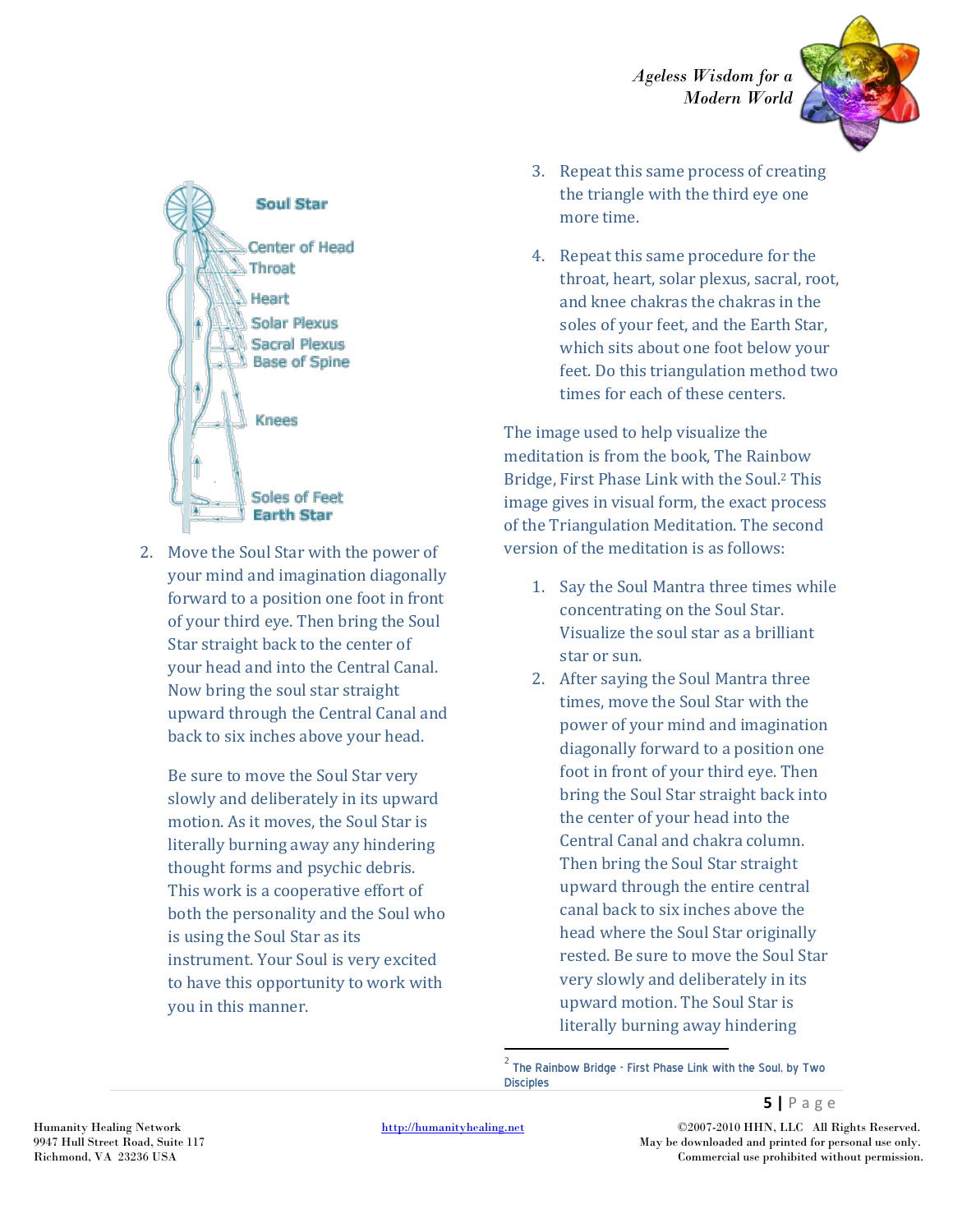Soul Star

Center of Head

Throat

Heart

Solar Plexus

Sacral Plexus

Base of Spine

Knees

Soles of Feet

Earth Star

2. Move the Soul Star with the power of your mind and imagination diagonally forward to a position one foot in front of your third eye. Then bring the Soul Star straight back to the center of your head and into the Central Canal. Now bring the soul star straight upward through the Central Canal and back to six inches above your head.

   Be sure to move the Soul Star very slowly and deliberately in its upward motion. As it moves, the Soul Star is literally burning away any hindering thought forms and psychic debris. This work is a cooperative effort of both the personality and the Soul who is using the Soul Star as its instrument. Your Soul is very excited to have this opportunity to work with you in this manner.

3. Repeat this same process of creating the triangle with the third eye one more time.

4. Repeat this same procedure for the throat, heart, solar plexus, sacral, root, and knee chakras the chakras in the soles of your feet, and the Earth Star, which sits about one foot below your feet. Do this triangulation method two times for each of these centers.

The image used to help visualize the meditation is from the book, The Rainbow Bridge, First Phase Link with the Soul.[2] This image gives in visual form, the exact process of the Triangulation Meditation. The second version of the meditation is as follows:

1. Say the Soul Mantra three times while concentrating on the Soul Star. Visualize the soul star as a brilliant star or sun.
2. After saying the Soul Mantra three times, move the Soul Star with the power of your mind and imagination diagonally forward to a position one foot in front of your third eye. Then bring the Soul Star straight back into the center of your head into the Central Canal and chakra column. Then bring the Soul Star straight upward through the entire central canal back to six inches above the head where the Soul Star originally rested. Be sure to move the Soul Star very slowly and deliberately in its upward motion. The Soul Star is literally burning away hindering

---

[2] The Rainbow Bridge - First Phase Link with the Soul. by Two Disciples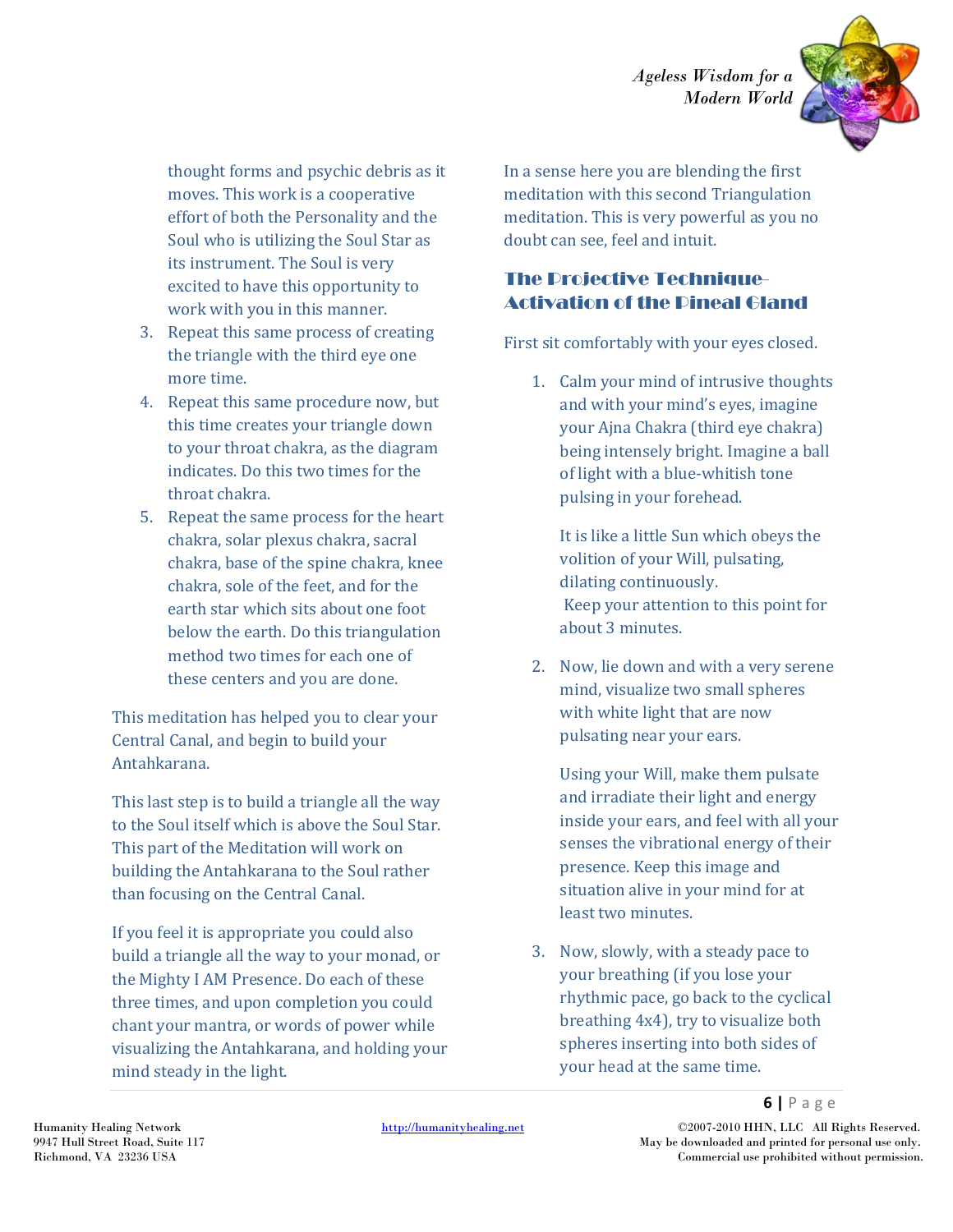thought forms and psychic debris as it moves. This work is a cooperative effort of both the Personality and the Soul who is utilizing the Soul Star as its instrument. The Soul is very excited to have this opportunity to work with you in this manner.

3. Repeat this same process of creating the triangle with the third eye one more time.
4. Repeat this same procedure now, but this time creates your triangle down to your throat chakra, as the diagram indicates. Do this two times for the throat chakra.
5. Repeat the same process for the heart chakra, solar plexus chakra, sacral chakra, base of the spine chakra, knee chakra, sole of the feet, and for the earth star which sits about one foot below the earth. Do this triangulation method two times for each one of these centers and you are done.

This meditation has helped you to clear your Central Canal, and begin to build your Antahkarana.

This last step is to build a triangle all the way to the Soul itself which is above the Soul Star. This part of the Meditation will work on building the Antahkarana to the Soul rather than focusing on the Central Canal.

If you feel it is appropriate you could also build a triangle all the way to your monad, or the Mighty I AM Presence. Do each of these three times, and upon completion you could chant your mantra, or words of power while visualizing the Antahkarana, and holding your mind steady in the light.

In a sense here you are blending the first meditation with this second Triangulation meditation. This is very powerful as you no doubt can see, feel and intuit.

## The Projective Technique-Activation of the Pineal Gland

First sit comfortably with your eyes closed.

1. Calm your mind of intrusive thoughts and with your mind's eyes, imagine your Ajna Chakra (third eye chakra) being intensely bright. Imagine a ball of light with a blue-whitish tone pulsing in your forehead.

   It is like a little Sun which obeys the volition of your Will, pulsating, dilating continuously.
   Keep your attention to this point for about 3 minutes.

2. Now, lie down and with a very serene mind, visualize two small spheres with white light that are now pulsating near your ears.

   Using your Will, make them pulsate and irradiate their light and energy inside your ears, and feel with all your senses the vibrational energy of their presence. Keep this image and situation alive in your mind for at least two minutes.

3. Now, slowly, with a steady pace to your breathing (if you lose your rhythmic pace, go back to the cyclical breathing 4x4), try to visualize both spheres inserting into both sides of your head at the same time.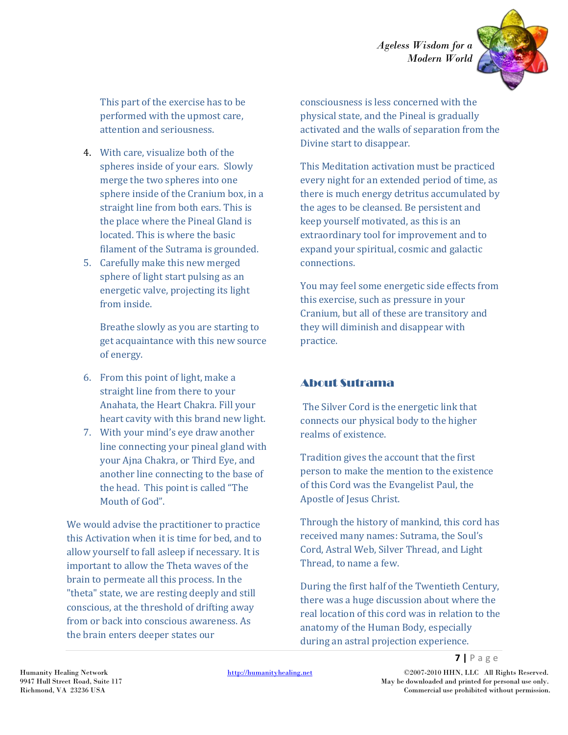This part of the exercise has to be performed with the upmost care, attention and seriousness.

4. With care, visualize both of the spheres inside of your ears. Slowly merge the two spheres into one sphere inside of the Cranium box, in a straight line from both ears. This is the place where the Pineal Gland is located. This is where the basic filament of the Sutrama is grounded.
5. Carefully make this new merged sphere of light start pulsing as an energetic valve, projecting its light from inside.

   Breathe slowly as you are starting to get acquaintance with this new source of energy.

6. From this point of light, make a straight line from there to your Anahata, the Heart Chakra. Fill your heart cavity with this brand new light.
7. With your mind's eye draw another line connecting your pineal gland with your Ajna Chakra, or Third Eye, and another line connecting to the base of the head. This point is called "The Mouth of God".

We would advise the practitioner to practice this Activation when it is time for bed, and to allow yourself to fall asleep if necessary. It is important to allow the Theta waves of the brain to permeate all this process. In the "theta" state, we are resting deeply and still conscious, at the threshold of drifting away from or back into conscious awareness. As the brain enters deeper states our consciousness is less concerned with the physical state, and the Pineal is gradually activated and the walls of separation from the Divine start to disappear.

This Meditation activation must be practiced every night for an extended period of time, as there is much energy detritus accumulated by the ages to be cleansed. Be persistent and keep yourself motivated, as this is an extraordinary tool for improvement and to expand your spiritual, cosmic and galactic connections.

You may feel some energetic side effects from this exercise, such as pressure in your Cranium, but all of these are transitory and they will diminish and disappear with practice.

## About Sutrama

The Silver Cord is the energetic link that connects our physical body to the higher realms of existence.

Tradition gives the account that the first person to make the mention to the existence of this Cord was the Evangelist Paul, the Apostle of Jesus Christ.

Through the history of mankind, this cord has received many names: Sutrama, the Soul's Cord, Astral Web, Silver Thread, and Light Thread, to name a few.

During the first half of the Twentieth Century, there was a huge discussion about where the real location of this cord was in relation to the anatomy of the Human Body, especially during an astral projection experience.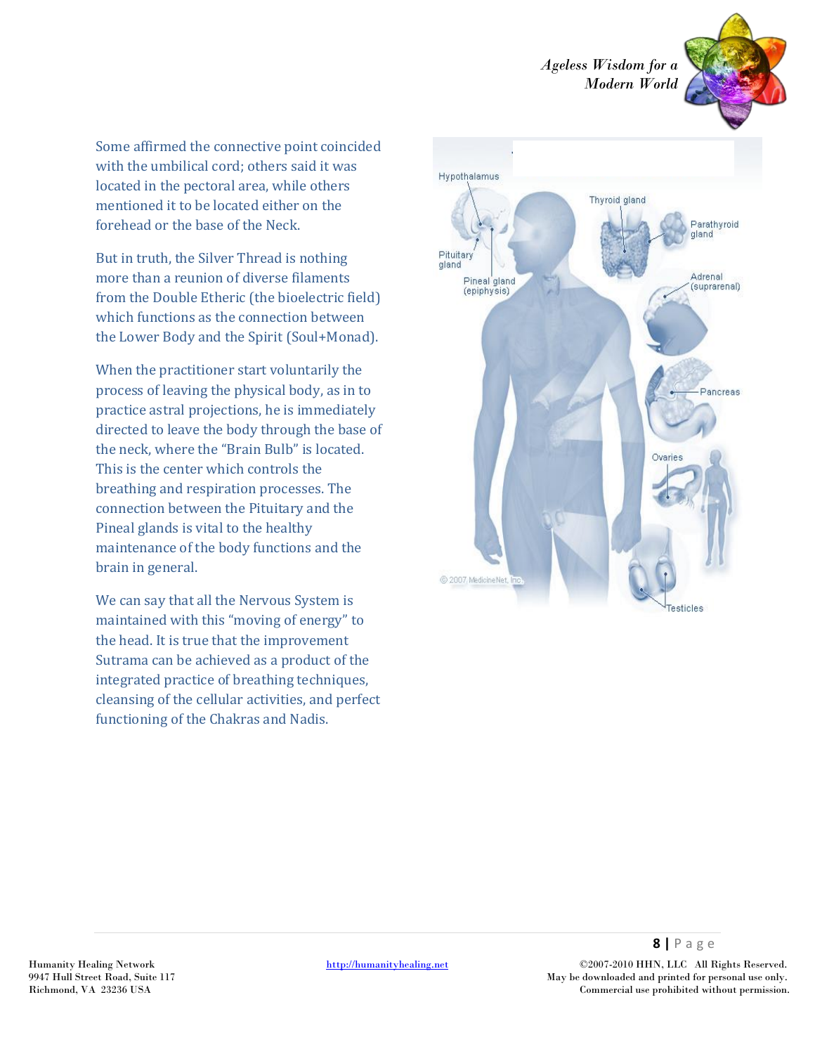Some affirmed the connective point coincided with the umbilical cord; others said it was located in the pectoral area, while others mentioned it to be located either on the forehead or the base of the Neck.

But in truth, the Silver Thread is nothing more than a reunion of diverse filaments from the Double Etheric (the bioelectric field) which functions as the connection between the Lower Body and the Spirit (Soul+Monad).

When the practitioner start voluntarily the process of leaving the physical body, as in to practice astral projections, he is immediately directed to leave the body through the base of the neck, where the "Brain Bulb" is located. This is the center which controls the breathing and respiration processes. The connection between the Pituitary and the Pineal glands is vital to the healthy maintenance of the body functions and the brain in general.

We can say that all the Nervous System is maintained with this "moving of energy" to the head. It is true that the improvement Sutrama can be achieved as a product of the integrated practice of breathing techniques, cleansing of the cellular activities, and perfect functioning of the Chakras and Nadis.

Hypothalamus
Pituitary gland
Pineal gland (epiphysis)
Thyroid gland
Parathyroid gland
Adrenal (suprarenal)
Pancreas
Ovaries
Testicles
© 2007 MedicineNet, Inc.